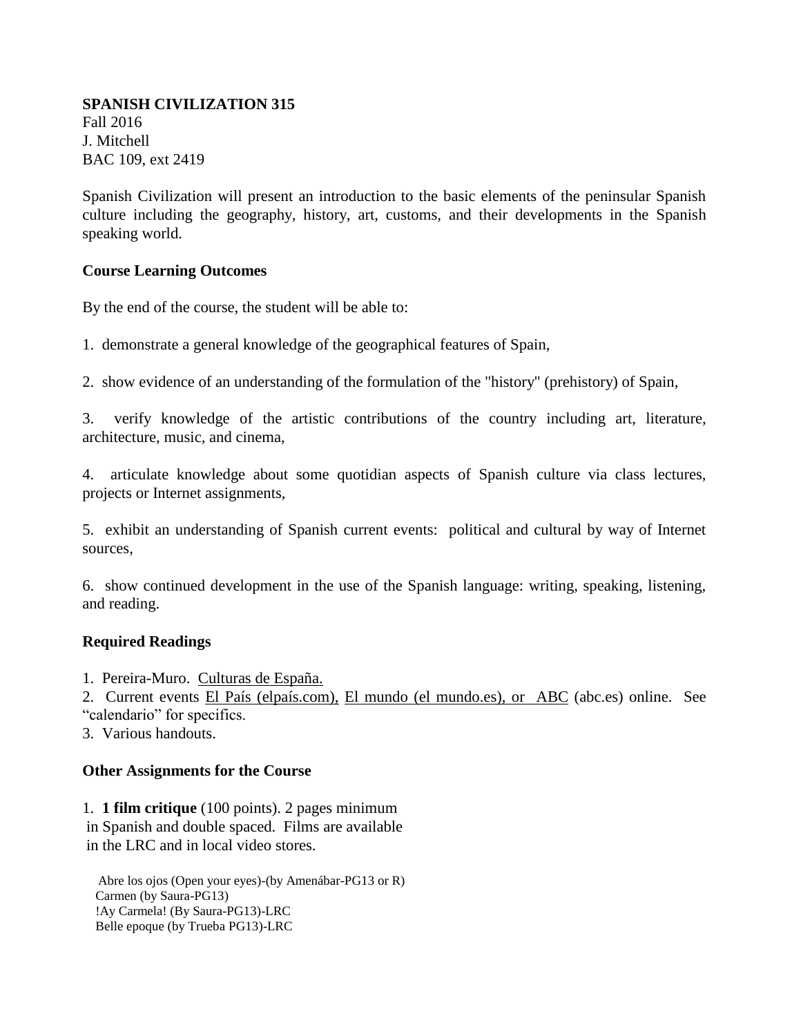**SPANISH CIVILIZATION 315**
Fall 2016
J. Mitchell
BAC 109, ext 2419

Spanish Civilization will present an introduction to the basic elements of the peninsular Spanish culture including the geography, history, art, customs, and their developments in the Spanish speaking world.

**Course Learning Outcomes**

By the end of the course, the student will be able to:

1. demonstrate a general knowledge of the geographical features of Spain,

2. show evidence of an understanding of the formulation of the "history" (prehistory) of Spain,

3. verify knowledge of the artistic contributions of the country including art, literature, architecture, music, and cinema,

4. articulate knowledge about some quotidian aspects of Spanish culture via class lectures, projects or Internet assignments,

5. exhibit an understanding of Spanish current events: political and cultural by way of Internet sources,

6. show continued development in the use of the Spanish language: writing, speaking, listening, and reading.

**Required Readings**

1. Pereira-Muro. Culturas de España.
2. Current events El País (elpaís.com), El mundo (el mundo.es), or ABC (abc.es) online. See "calendario" for specifics.
3. Various handouts.

**Other Assignments for the Course**

1. **1 film critique** (100 points). 2 pages minimum in Spanish and double spaced. Films are available in the LRC and in local video stores.

Abre los ojos (Open your eyes)-(by Amenábar-PG13 or R)
Carmen (by Saura-PG13)
!Ay Carmela! (By Saura-PG13)-LRC
Belle epoque (by Trueba PG13)-LRC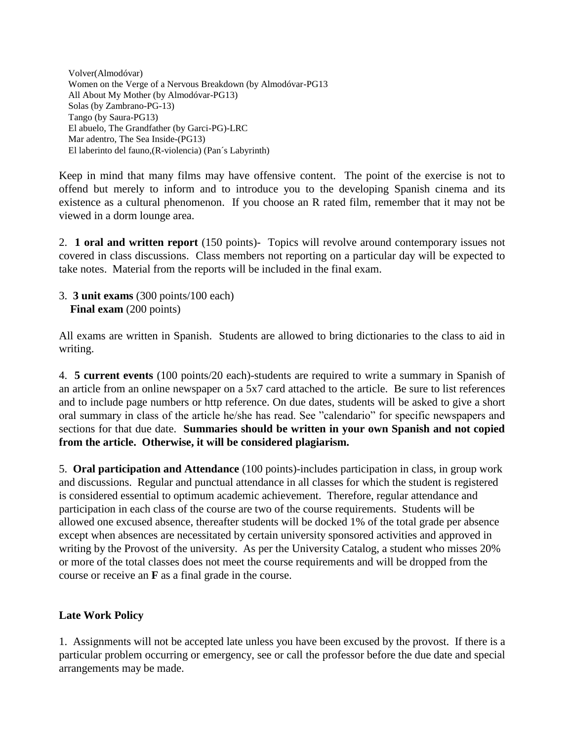Volver(Almodóvar)
Women on the Verge of a Nervous Breakdown (by Almodóvar-PG13
All About My Mother (by Almodóvar-PG13)
Solas (by Zambrano-PG-13)
Tango (by Saura-PG13)
El abuelo, The Grandfather (by Garci-PG)-LRC
Mar adentro, The Sea Inside-(PG13)
El laberinto del fauno,(R-violencia) (Pan´s Labyrinth)

Keep in mind that many films may have offensive content. The point of the exercise is not to offend but merely to inform and to introduce you to the developing Spanish cinema and its existence as a cultural phenomenon. If you choose an R rated film, remember that it may not be viewed in a dorm lounge area.

2. **1 oral and written report** (150 points)- Topics will revolve around contemporary issues not covered in class discussions. Class members not reporting on a particular day will be expected to take notes. Material from the reports will be included in the final exam.

3. **3 unit exams** (300 points/100 each)
**Final exam** (200 points)

All exams are written in Spanish. Students are allowed to bring dictionaries to the class to aid in writing.

4. **5 current events** (100 points/20 each)-students are required to write a summary in Spanish of an article from an online newspaper on a 5x7 card attached to the article. Be sure to list references and to include page numbers or http reference. On due dates, students will be asked to give a short oral summary in class of the article he/she has read. See "calendario" for specific newspapers and sections for that due date. **Summaries should be written in your own Spanish and not copied from the article. Otherwise, it will be considered plagiarism.**

5. **Oral participation and Attendance** (100 points)-includes participation in class, in group work and discussions. Regular and punctual attendance in all classes for which the student is registered is considered essential to optimum academic achievement. Therefore, regular attendance and participation in each class of the course are two of the course requirements. Students will be allowed one excused absence, thereafter students will be docked 1% of the total grade per absence except when absences are necessitated by certain university sponsored activities and approved in writing by the Provost of the university. As per the University Catalog, a student who misses 20% or more of the total classes does not meet the course requirements and will be dropped from the course or receive an **F** as a final grade in the course.

## Late Work Policy

1. Assignments will not be accepted late unless you have been excused by the provost. If there is a particular problem occurring or emergency, see or call the professor before the due date and special arrangements may be made.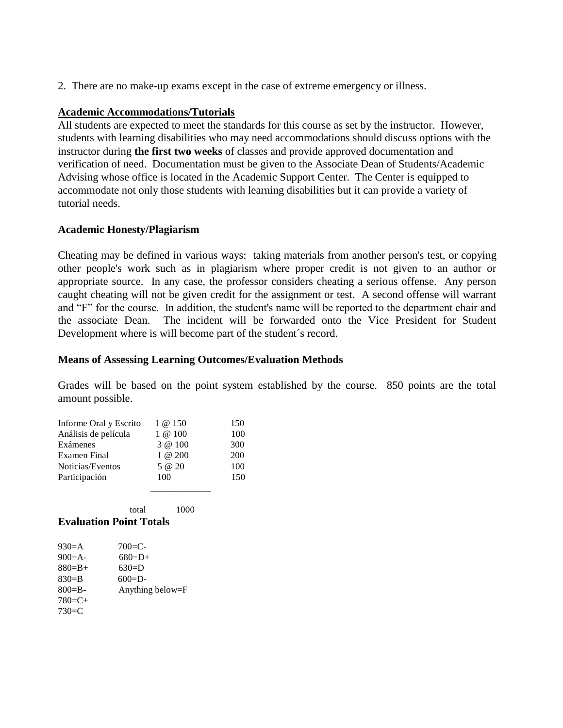2. There are no make-up exams except in the case of extreme emergency or illness.

**Academic Accommodations/Tutorials**

All students are expected to meet the standards for this course as set by the instructor. However, students with learning disabilities who may need accommodations should discuss options with the instructor during **the first two weeks** of classes and provide approved documentation and verification of need. Documentation must be given to the Associate Dean of Students/Academic Advising whose office is located in the Academic Support Center. The Center is equipped to accommodate not only those students with learning disabilities but it can provide a variety of tutorial needs.

**Academic Honesty/Plagiarism**

Cheating may be defined in various ways: taking materials from another person's test, or copying other people's work such as in plagiarism where proper credit is not given to an author or appropriate source. In any case, the professor considers cheating a serious offense. Any person caught cheating will not be given credit for the assignment or test. A second offense will warrant and "F" for the course. In addition, the student's name will be reported to the department chair and the associate Dean. The incident will be forwarded onto the Vice President for Student Development where is will become part of the student´s record.

**Means of Assessing Learning Outcomes/Evaluation Methods**

Grades will be based on the point system established by the course. 850 points are the total amount possible.

| | | |
|---|---|---|
| Informe Oral y Escrito | 1 @ 150 | 150 |
| Análisis de película | 1 @ 100 | 100 |
| Exámenes | 3 @ 100 | 300 |
| Examen Final | 1 @ 200 | 200 |
| Noticias/Eventos | 5 @ 20 | 100 |
| Participación | 100 | 150 |
| total | 1000 | |

**Evaluation Point Totals**

| | |
|---|---|
| 930=A | 700=C- |
| 900=A- | 680=D+ |
| 880=B+ | 630=D |
| 830=B | 600=D- |
| 800=B- | Anything below=F |
| 780=C+ | |
| 730=C | |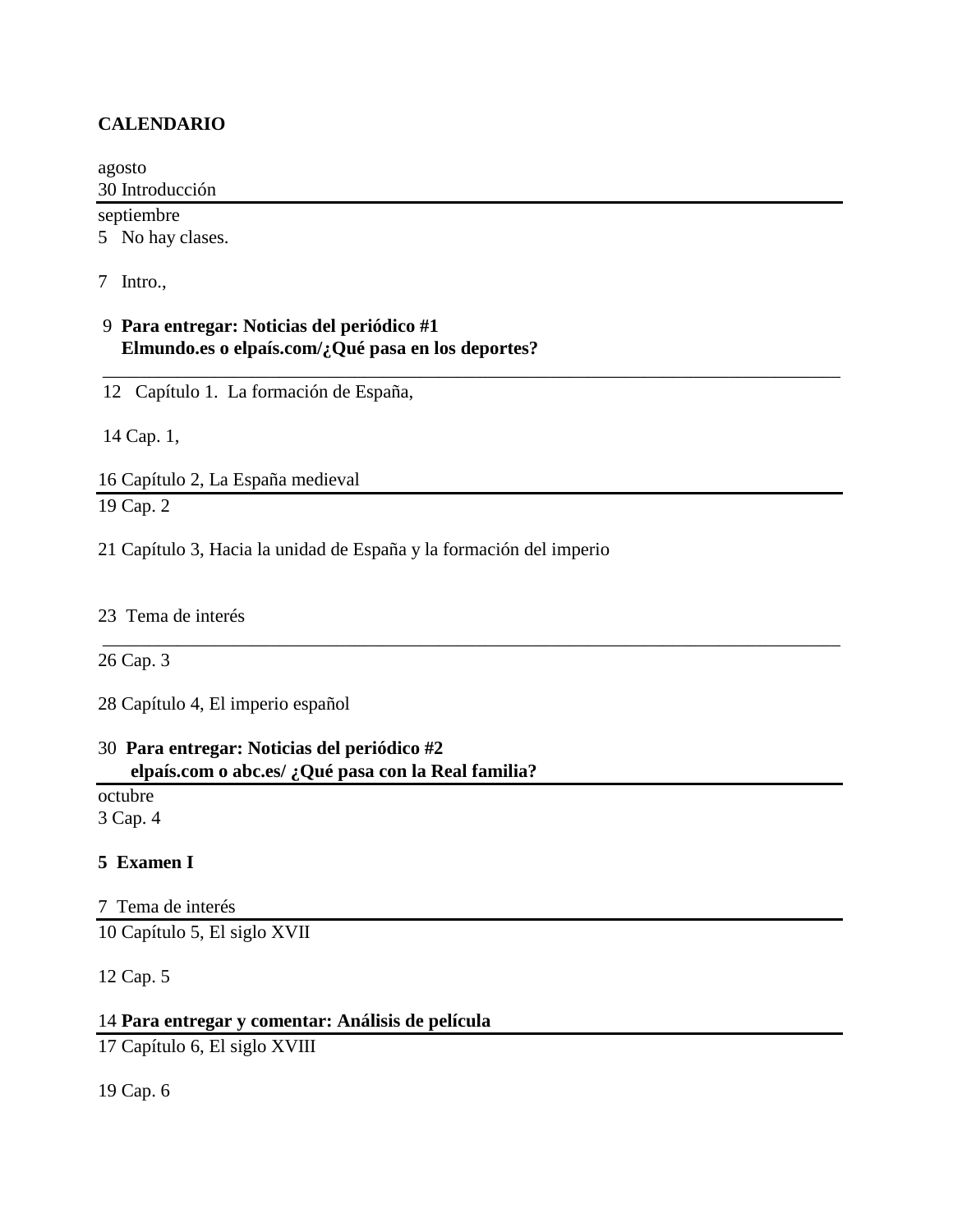**CALENDARIO**

agosto
30 Introducción

---

septiembre
5 No hay clases.

7 Intro.,

9 **Para entregar: Noticias del periódico #1**
**Elmundo.es o elpaís.com/¿Qué pasa en los deportes?**

---

12 Capítulo 1. La formación de España,

14 Cap. 1,

16 Capítulo 2, La España medieval

---

19 Cap. 2

21 Capítulo 3, Hacia la unidad de España y la formación del imperio

23 Tema de interés

---

26 Cap. 3

28 Capítulo 4, El imperio español

30 **Para entregar: Noticias del periódico #2**
**elpaís.com o abc.es/ ¿Qué pasa con la Real familia?**

---

octubre
3 Cap. 4

**5 Examen I**

7 Tema de interés

---

10 Capítulo 5, El siglo XVII

12 Cap. 5

14 **Para entregar y comentar: Análisis de película**

---

17 Capítulo 6, El siglo XVIII

19 Cap. 6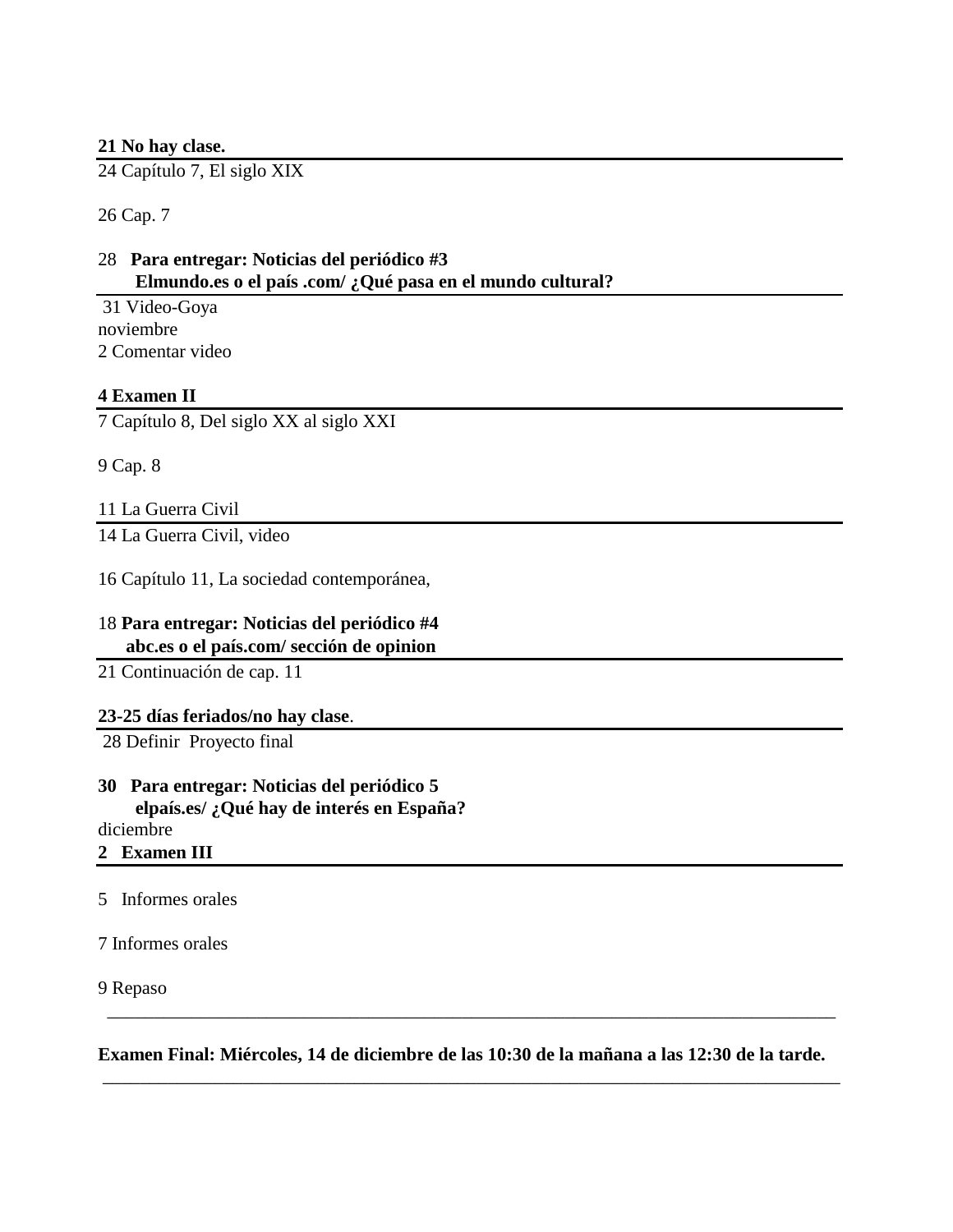**21 No hay clase.**

---

24 Capítulo 7, El siglo XIX

26 Cap. 7

28 **Para entregar: Noticias del periódico #3**
**Elmundo.es o el país .com/ ¿Qué pasa en el mundo cultural?**

---

31 Video-Goya
noviembre
2 Comentar video

**4 Examen II**

---

7 Capítulo 8, Del siglo XX al siglo XXI

9 Cap. 8

11 La Guerra Civil

---

14 La Guerra Civil, video

16 Capítulo 11, La sociedad contemporánea,

18 **Para entregar: Noticias del periódico #4**
**abc.es o el país.com/ sección de opinion**

---

21 Continuación de cap. 11

**23-25 días feriados/no hay clase**.

---

28 Definir Proyecto final

**30 Para entregar: Noticias del periódico 5**
**elpaís.es/ ¿Qué hay de interés en España?**
diciembre
**2 Examen III**

---

5 Informes orales

7 Informes orales

9 Repaso

---

**Examen Final: Miércoles, 14 de diciembre de las 10:30 de la mañana a las 12:30 de la tarde.**

---